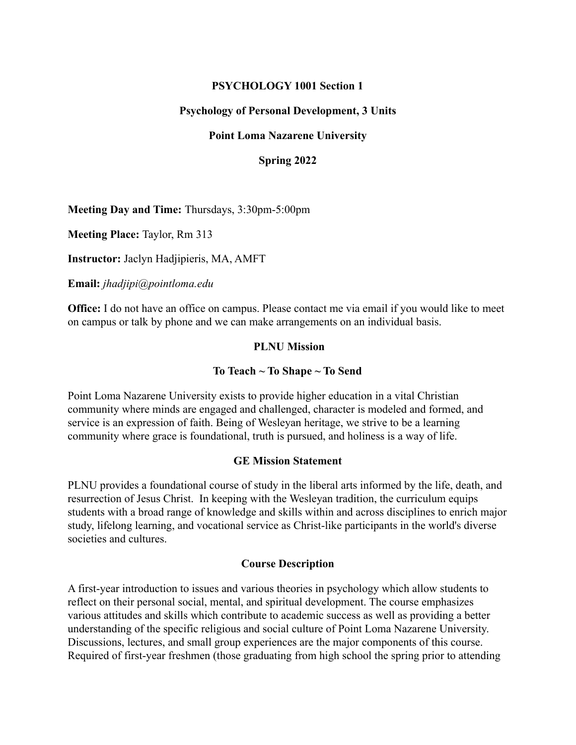**PSYCHOLOGY 1001 Section 1**

**Psychology of Personal Development, 3 Units**

**Point Loma Nazarene University**

**Spring 2022**

**Meeting Day and Time:** Thursdays, 3:30pm-5:00pm

**Meeting Place:** Taylor, Rm 313

**Instructor:** Jaclyn Hadjipieris, MA, AMFT

**Email:** *jhadjipi@pointloma.edu*

**Office:** I do not have an office on campus. Please contact me via email if you would like to meet on campus or talk by phone and we can make arrangements on an individual basis.

## PLNU Mission

### To Teach ~ To Shape ~ To Send

Point Loma Nazarene University exists to provide higher education in a vital Christian community where minds are engaged and challenged, character is modeled and formed, and service is an expression of faith. Being of Wesleyan heritage, we strive to be a learning community where grace is foundational, truth is pursued, and holiness is a way of life.

## GE Mission Statement

PLNU provides a foundational course of study in the liberal arts informed by the life, death, and resurrection of Jesus Christ. In keeping with the Wesleyan tradition, the curriculum equips students with a broad range of knowledge and skills within and across disciplines to enrich major study, lifelong learning, and vocational service as Christ-like participants in the world's diverse societies and cultures.

## Course Description

A first-year introduction to issues and various theories in psychology which allow students to reflect on their personal social, mental, and spiritual development. The course emphasizes various attitudes and skills which contribute to academic success as well as providing a better understanding of the specific religious and social culture of Point Loma Nazarene University. Discussions, lectures, and small group experiences are the major components of this course. Required of first-year freshmen (those graduating from high school the spring prior to attending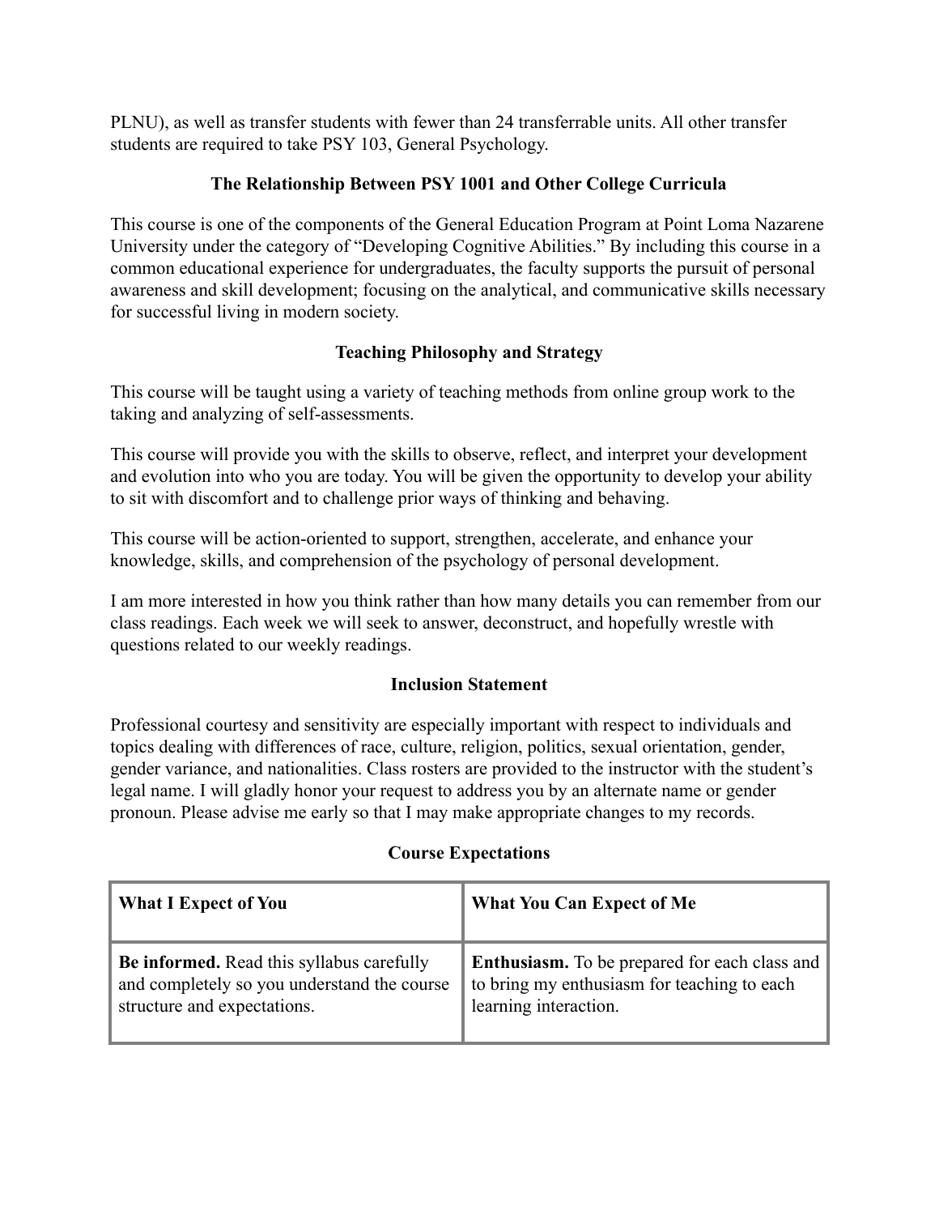PLNU), as well as transfer students with fewer than 24 transferrable units. All other transfer students are required to take PSY 103, General Psychology.

## The Relationship Between PSY 1001 and Other College Curricula

This course is one of the components of the General Education Program at Point Loma Nazarene University under the category of "Developing Cognitive Abilities." By including this course in a common educational experience for undergraduates, the faculty supports the pursuit of personal awareness and skill development; focusing on the analytical, and communicative skills necessary for successful living in modern society.

## Teaching Philosophy and Strategy

This course will be taught using a variety of teaching methods from online group work to the taking and analyzing of self-assessments.

This course will provide you with the skills to observe, reflect, and interpret your development and evolution into who you are today. You will be given the opportunity to develop your ability to sit with discomfort and to challenge prior ways of thinking and behaving.

This course will be action-oriented to support, strengthen, accelerate, and enhance your knowledge, skills, and comprehension of the psychology of personal development.

I am more interested in how you think rather than how many details you can remember from our class readings. Each week we will seek to answer, deconstruct, and hopefully wrestle with questions related to our weekly readings.

## Inclusion Statement

Professional courtesy and sensitivity are especially important with respect to individuals and topics dealing with differences of race, culture, religion, politics, sexual orientation, gender, gender variance, and nationalities. Class rosters are provided to the instructor with the student's legal name. I will gladly honor your request to address you by an alternate name or gender pronoun. Please advise me early so that I may make appropriate changes to my records.

## Course Expectations

| What I Expect of You | What You Can Expect of Me |
| --- | --- |
| **Be informed.** Read this syllabus carefully and completely so you understand the course structure and expectations. | **Enthusiasm.** To be prepared for each class and to bring my enthusiasm for teaching to each learning interaction. |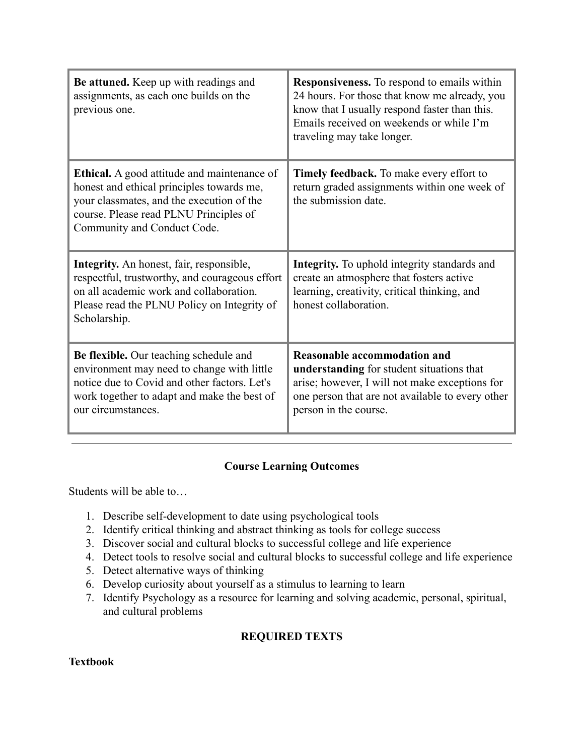| | |
|---|---|
| **Be attuned.** Keep up with readings and assignments, as each one builds on the previous one. | **Responsiveness.** To respond to emails within 24 hours. For those that know me already, you know that I usually respond faster than this. Emails received on weekends or while I'm traveling may take longer. |
| **Ethical.** A good attitude and maintenance of honest and ethical principles towards me, your classmates, and the execution of the course. Please read PLNU Principles of Community and Conduct Code. | **Timely feedback.** To make every effort to return graded assignments within one week of the submission date. |
| **Integrity.** An honest, fair, responsible, respectful, trustworthy, and courageous effort on all academic work and collaboration. Please read the PLNU Policy on Integrity of Scholarship. | **Integrity.** To uphold integrity standards and create an atmosphere that fosters active learning, creativity, critical thinking, and honest collaboration. |
| **Be flexible.** Our teaching schedule and environment may need to change with little notice due to Covid and other factors. Let's work together to adapt and make the best of our circumstances. | **Reasonable accommodation and understanding** for student situations that arise; however, I will not make exceptions for one person that are not available to every other person in the course. |

---

## Course Learning Outcomes

Students will be able to…

1. Describe self-development to date using psychological tools
2. Identify critical thinking and abstract thinking as tools for college success
3. Discover social and cultural blocks to successful college and life experience
4. Detect tools to resolve social and cultural blocks to successful college and life experience
5. Detect alternative ways of thinking
6. Develop curiosity about yourself as a stimulus to learning to learn
7. Identify Psychology as a resource for learning and solving academic, personal, spiritual, and cultural problems

## REQUIRED TEXTS

**Textbook**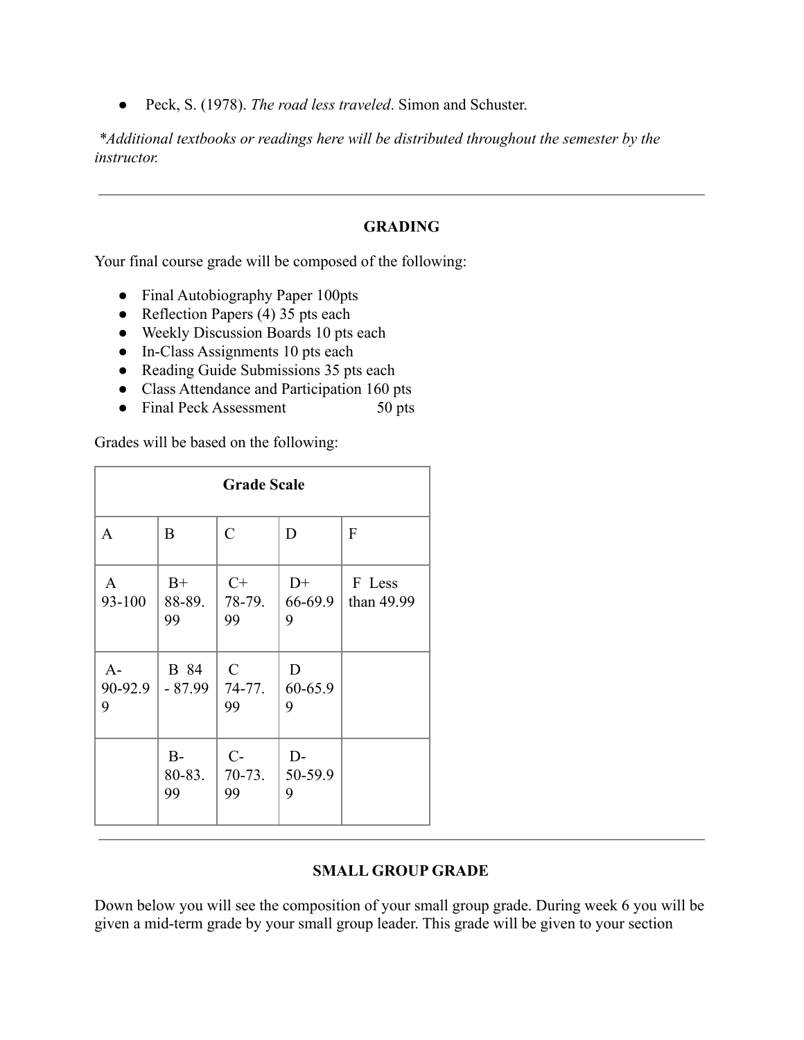- Peck, S. (1978). *The road less traveled*. Simon and Schuster.

*\*Additional textbooks or readings here will be distributed throughout the semester by the instructor.*

---

**GRADING**

Your final course grade will be composed of the following:

- Final Autobiography Paper 100pts
- Reflection Papers (4) 35 pts each
- Weekly Discussion Boards 10 pts each
- In-Class Assignments 10 pts each
- Reading Guide Submissions 35 pts each
- Class Attendance and Participation 160 pts
- Final Peck Assessment 50 pts

Grades will be based on the following:

| Grade Scale | | | | |
|---|---|---|---|---|
| A | B | C | D | F |
| A 93-100 | B+ 88-89.99 | C+ 78-79.99 | D+ 66-69.99 | F Less than 49.99 |
| A- 90-92.99 | B 84 - 87.99 | C 74-77.99 | D 60-65.99 | |
| | B- 80-83.99 | C- 70-73.99 | D- 50-59.99 | |

---

**SMALL GROUP GRADE**

Down below you will see the composition of your small group grade. During week 6 you will be given a mid-term grade by your small group leader. This grade will be given to your section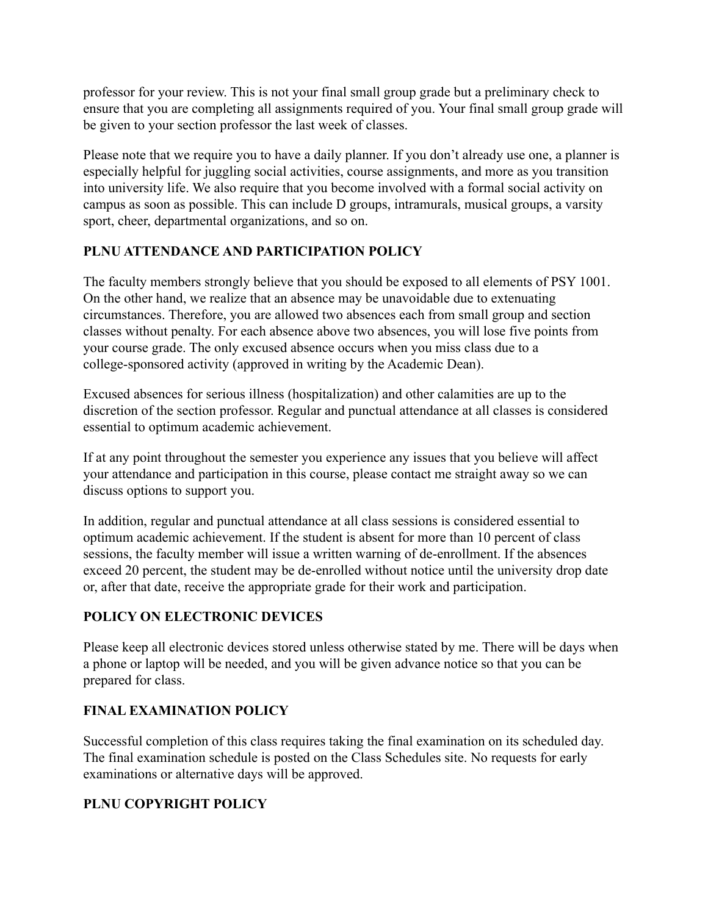professor for your review. This is not your final small group grade but a preliminary check to ensure that you are completing all assignments required of you. Your final small group grade will be given to your section professor the last week of classes.

Please note that we require you to have a daily planner. If you don't already use one, a planner is especially helpful for juggling social activities, course assignments, and more as you transition into university life. We also require that you become involved with a formal social activity on campus as soon as possible. This can include D groups, intramurals, musical groups, a varsity sport, cheer, departmental organizations, and so on.

## PLNU ATTENDANCE AND PARTICIPATION POLICY

The faculty members strongly believe that you should be exposed to all elements of PSY 1001. On the other hand, we realize that an absence may be unavoidable due to extenuating circumstances. Therefore, you are allowed two absences each from small group and section classes without penalty. For each absence above two absences, you will lose five points from your course grade. The only excused absence occurs when you miss class due to a college-sponsored activity (approved in writing by the Academic Dean).

Excused absences for serious illness (hospitalization) and other calamities are up to the discretion of the section professor. Regular and punctual attendance at all classes is considered essential to optimum academic achievement.

If at any point throughout the semester you experience any issues that you believe will affect your attendance and participation in this course, please contact me straight away so we can discuss options to support you.

In addition, regular and punctual attendance at all class sessions is considered essential to optimum academic achievement. If the student is absent for more than 10 percent of class sessions, the faculty member will issue a written warning of de-enrollment. If the absences exceed 20 percent, the student may be de-enrolled without notice until the university drop date or, after that date, receive the appropriate grade for their work and participation.

## POLICY ON ELECTRONIC DEVICES

Please keep all electronic devices stored unless otherwise stated by me. There will be days when a phone or laptop will be needed, and you will be given advance notice so that you can be prepared for class.

## FINAL EXAMINATION POLICY

Successful completion of this class requires taking the final examination on its scheduled day. The final examination schedule is posted on the Class Schedules site. No requests for early examinations or alternative days will be approved.

## PLNU COPYRIGHT POLICY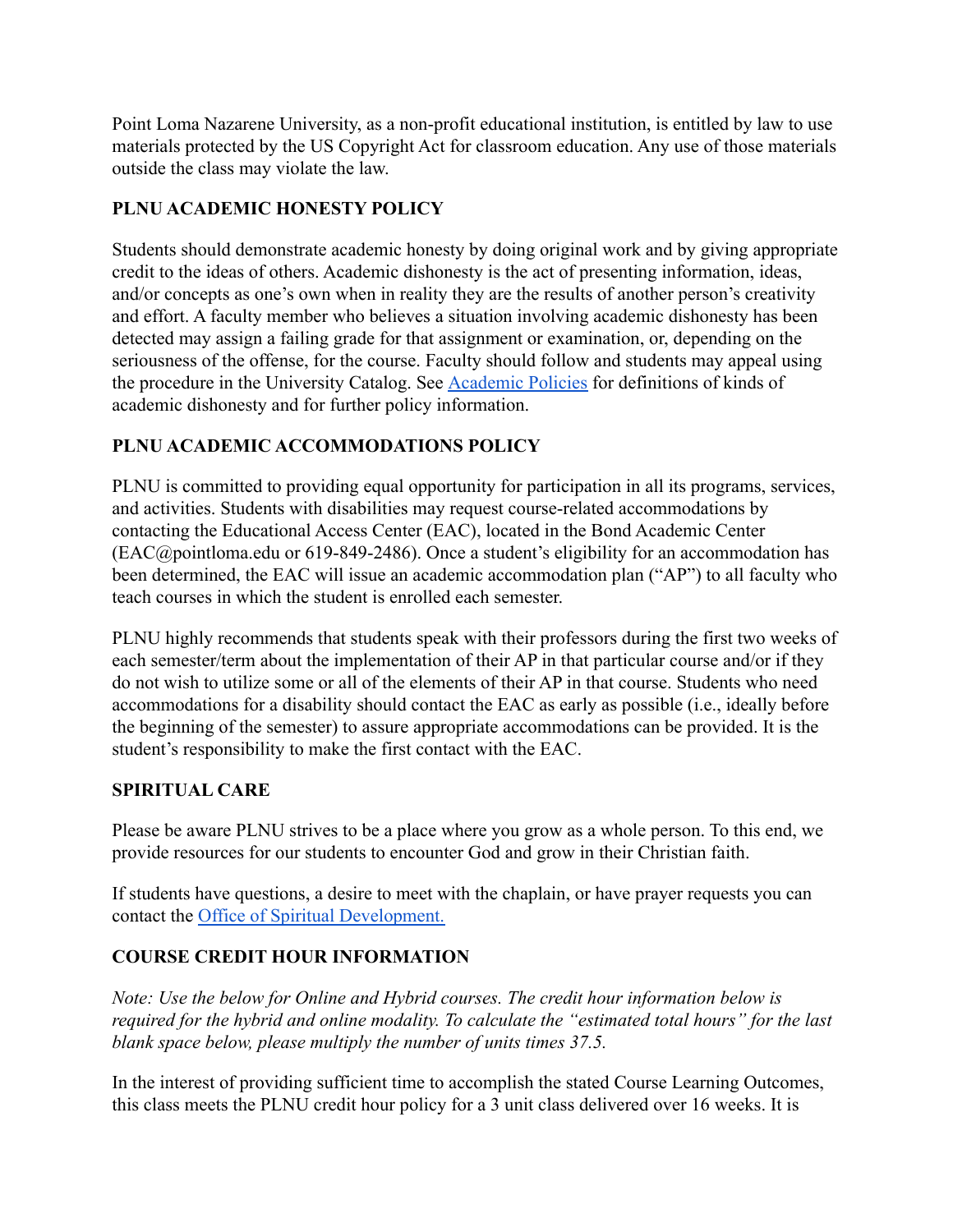Point Loma Nazarene University, as a non-profit educational institution, is entitled by law to use materials protected by the US Copyright Act for classroom education. Any use of those materials outside the class may violate the law.

## PLNU ACADEMIC HONESTY POLICY

Students should demonstrate academic honesty by doing original work and by giving appropriate credit to the ideas of others. Academic dishonesty is the act of presenting information, ideas, and/or concepts as one's own when in reality they are the results of another person's creativity and effort. A faculty member who believes a situation involving academic dishonesty has been detected may assign a failing grade for that assignment or examination, or, depending on the seriousness of the offense, for the course. Faculty should follow and students may appeal using the procedure in the University Catalog. See [Academic Policies] for definitions of kinds of academic dishonesty and for further policy information.

## PLNU ACADEMIC ACCOMMODATIONS POLICY

PLNU is committed to providing equal opportunity for participation in all its programs, services, and activities. Students with disabilities may request course-related accommodations by contacting the Educational Access Center (EAC), located in the Bond Academic Center (EAC@pointloma.edu or 619-849-2486). Once a student's eligibility for an accommodation has been determined, the EAC will issue an academic accommodation plan ("AP") to all faculty who teach courses in which the student is enrolled each semester.

PLNU highly recommends that students speak with their professors during the first two weeks of each semester/term about the implementation of their AP in that particular course and/or if they do not wish to utilize some or all of the elements of their AP in that course. Students who need accommodations for a disability should contact the EAC as early as possible (i.e., ideally before the beginning of the semester) to assure appropriate accommodations can be provided. It is the student's responsibility to make the first contact with the EAC.

## SPIRITUAL CARE

Please be aware PLNU strives to be a place where you grow as a whole person. To this end, we provide resources for our students to encounter God and grow in their Christian faith.

If students have questions, a desire to meet with the chaplain, or have prayer requests you can contact the [Office of Spiritual Development.]

## COURSE CREDIT HOUR INFORMATION

*Note: Use the below for Online and Hybrid courses. The credit hour information below is required for the hybrid and online modality. To calculate the "estimated total hours" for the last blank space below, please multiply the number of units times 37.5.*

In the interest of providing sufficient time to accomplish the stated Course Learning Outcomes, this class meets the PLNU credit hour policy for a 3 unit class delivered over 16 weeks. It is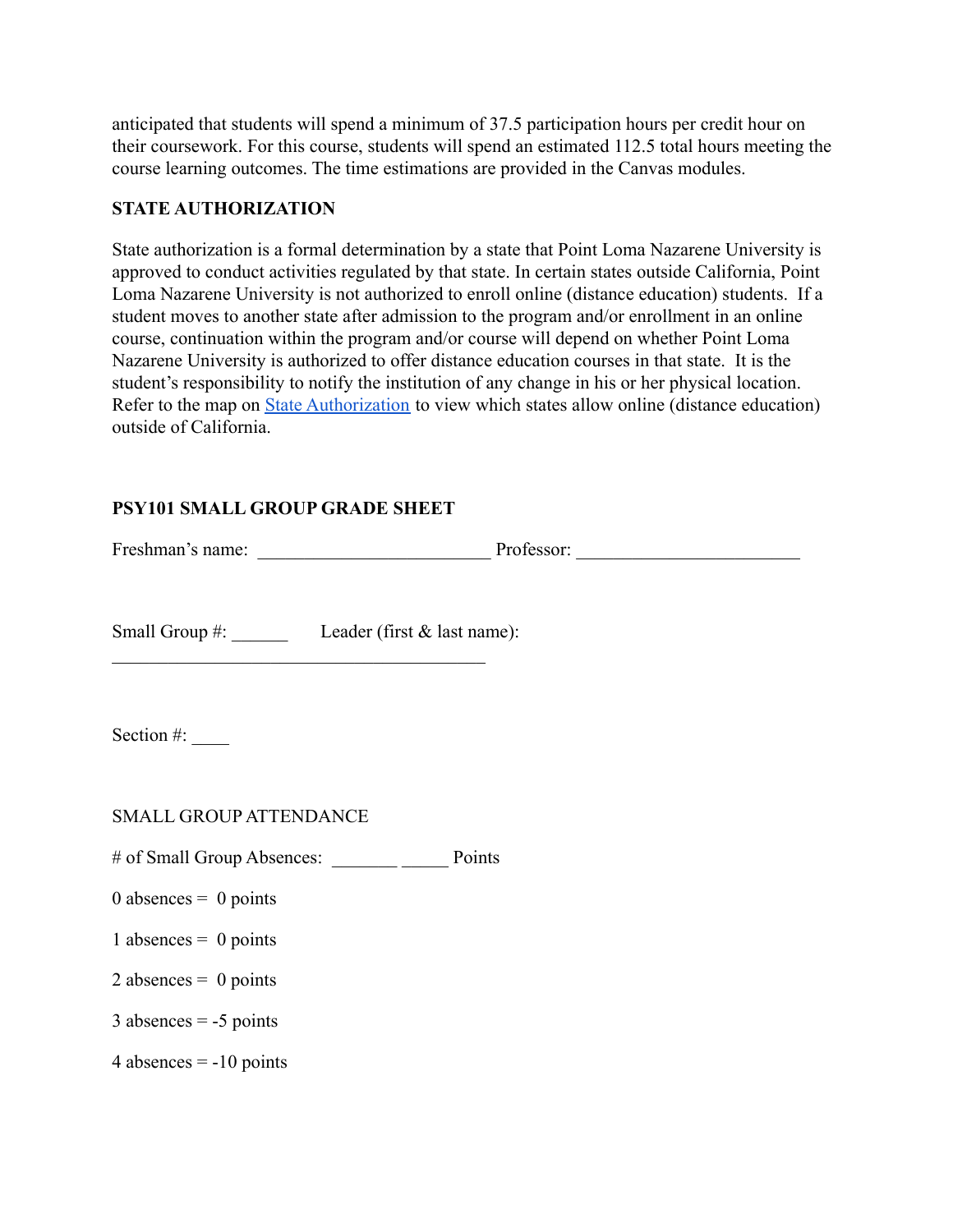anticipated that students will spend a minimum of 37.5 participation hours per credit hour on their coursework. For this course, students will spend an estimated 112.5 total hours meeting the course learning outcomes. The time estimations are provided in the Canvas modules.

**STATE AUTHORIZATION**

State authorization is a formal determination by a state that Point Loma Nazarene University is approved to conduct activities regulated by that state. In certain states outside California, Point Loma Nazarene University is not authorized to enroll online (distance education) students. If a student moves to another state after admission to the program and/or enrollment in an online course, continuation within the program and/or course will depend on whether Point Loma Nazarene University is authorized to offer distance education courses in that state. It is the student's responsibility to notify the institution of any change in his or her physical location. Refer to the map on State Authorization to view which states allow online (distance education) outside of California.

**PSY101 SMALL GROUP GRADE SHEET**

Freshman's name: _________________________ Professor: ________________________

Small Group #: ______ Leader (first & last name): ________________________________________

Section #: ____

SMALL GROUP ATTENDANCE

# of Small Group Absences: _______ _____ Points

0 absences = 0 points

1 absences = 0 points

2 absences = 0 points

3 absences = -5 points

4 absences = -10 points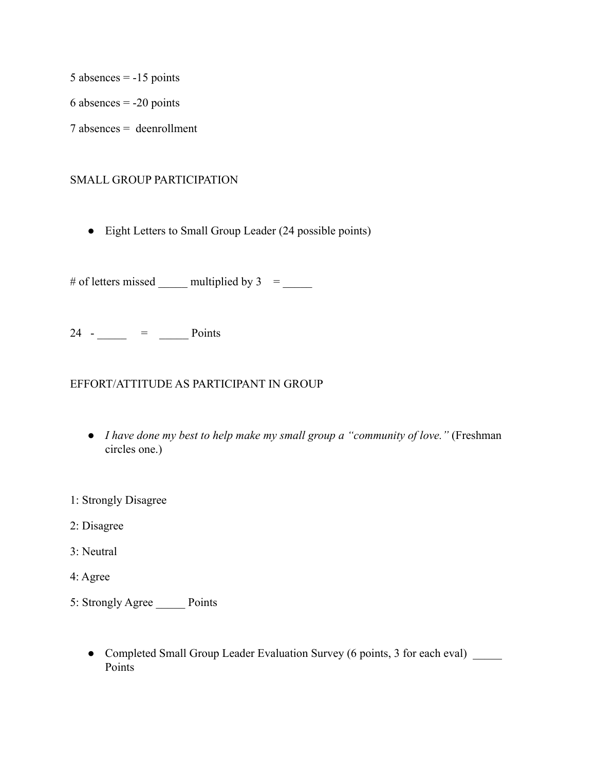5 absences = -15 points

6 absences = -20 points

7 absences = deenrollment

SMALL GROUP PARTICIPATION

- Eight Letters to Small Group Leader (24 possible points)

# of letters missed _____ multiplied by 3 = _____

24 - _____ = _____ Points

EFFORT/ATTITUDE AS PARTICIPANT IN GROUP

- *I have done my best to help make my small group a "community of love."* (Freshman circles one.)

1: Strongly Disagree

2: Disagree

3: Neutral

4: Agree

5: Strongly Agree _____ Points

- Completed Small Group Leader Evaluation Survey (6 points, 3 for each eval) _____ Points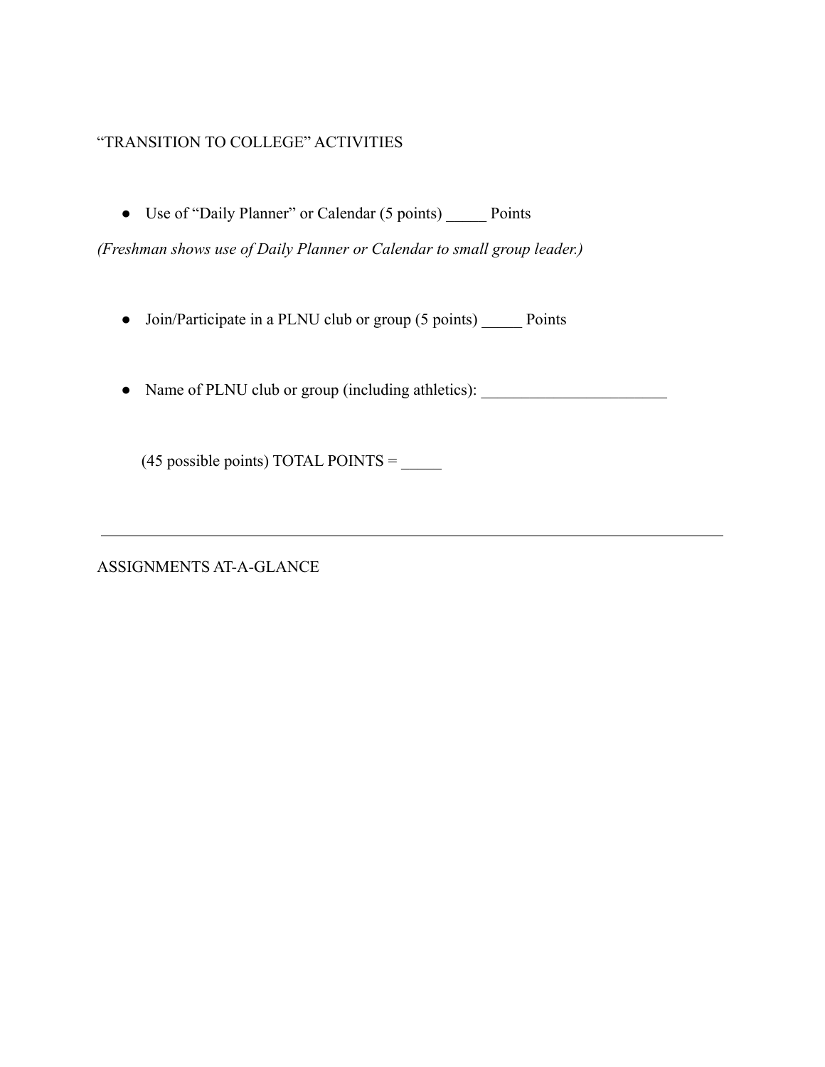"TRANSITION TO COLLEGE" ACTIVITIES

- Use of "Daily Planner" or Calendar (5 points) _____ Points

*(Freshman shows use of Daily Planner or Calendar to small group leader.)*

- Join/Participate in a PLNU club or group (5 points) _____ Points

- Name of PLNU club or group (including athletics): _______________________

(45 possible points) TOTAL POINTS = _____

---

ASSIGNMENTS AT-A-GLANCE